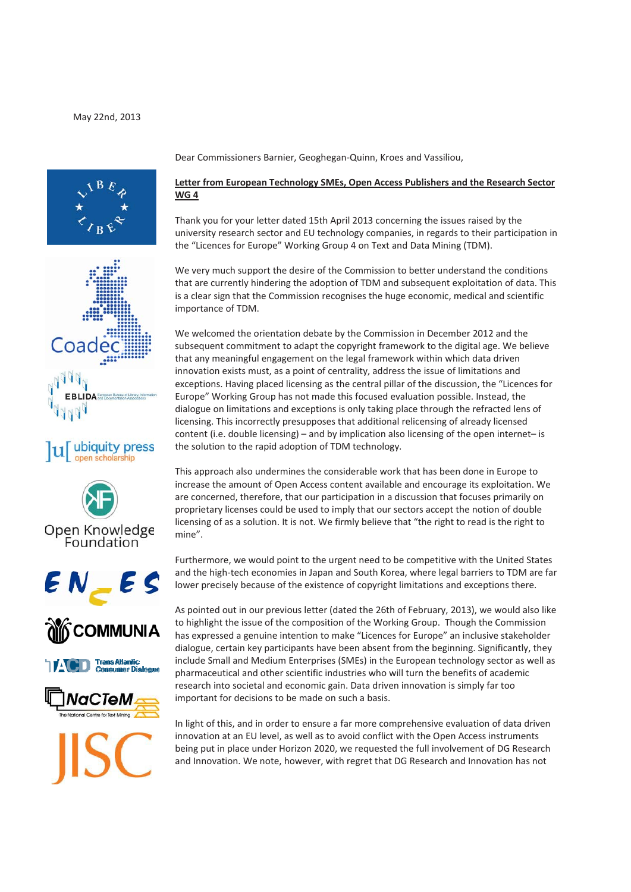May 22nd, 2013

Dear Commissioners Barnier, Geoghegan-Quinn, Kroes and Vassiliou,

**Letter from European Technology SMEs, Open Access Publishers and the Research Sector WG 4**

Thank you for your letter dated 15th April 2013 concerning the issues raised by the university research sector and EU technology companies, in regards to their participation in the “Licences for Europe” Working Group 4 on Text and Data Mining (TDM).

We very much support the desire of the Commission to better understand the conditions that are currently hindering the adoption of TDM and subsequent exploitation of data. This is a clear sign that the Commission recognises the huge economic, medical and scientific importance of TDM.

We welcomed the orientation debate by the Commission in December 2012 and the subsequent commitment to adapt the copyright framework to the digital age. We believe that any meaningful engagement on the legal framework within which data driven innovation exists must, as a point of centrality, address the issue of limitations and exceptions. Having placed licensing as the central pillar of the discussion, the “Licences for Europe” Working Group has not made this focused evaluation possible. Instead, the dialogue on limitations and exceptions is only taking place through the refracted lens of licensing. This incorrectly presupposes that additional relicensing of already licensed content (i.e. double licensing) – and by implication also licensing of the open internet– is the solution to the rapid adoption of TDM technology.

This approach also undermines the considerable work that has been done in Europe to increase the amount of Open Access content available and encourage its exploitation. We are concerned, therefore, that our participation in a discussion that focuses primarily on proprietary licenses could be used to imply that our sectors accept the notion of double licensing of as a solution. It is not. We firmly believe that “the right to read is the right to mine”.

Furthermore, we would point to the urgent need to be competitive with the United States and the high-tech economies in Japan and South Korea, where legal barriers to TDM are far lower precisely because of the existence of copyright limitations and exceptions there.

As pointed out in our previous letter (dated the 26th of February, 2013), we would also like to highlight the issue of the composition of the Working Group. Though the Commission has expressed a genuine intention to make “Licences for Europe” an inclusive stakeholder dialogue, certain key participants have been absent from the beginning. Significantly, they include Small and Medium Enterprises (SMEs) in the European technology sector as well as pharmaceutical and other scientific industries who will turn the benefits of academic research into societal and economic gain. Data driven innovation is simply far too important for decisions to be made on such a basis.

In light of this, and in order to ensure a far more comprehensive evaluation of data driven innovation at an EU level, as well as to avoid conflict with the Open Access instruments being put in place under Horizon 2020, we requested the full involvement of DG Research and Innovation. We note, however, with regret that DG Research and Innovation has not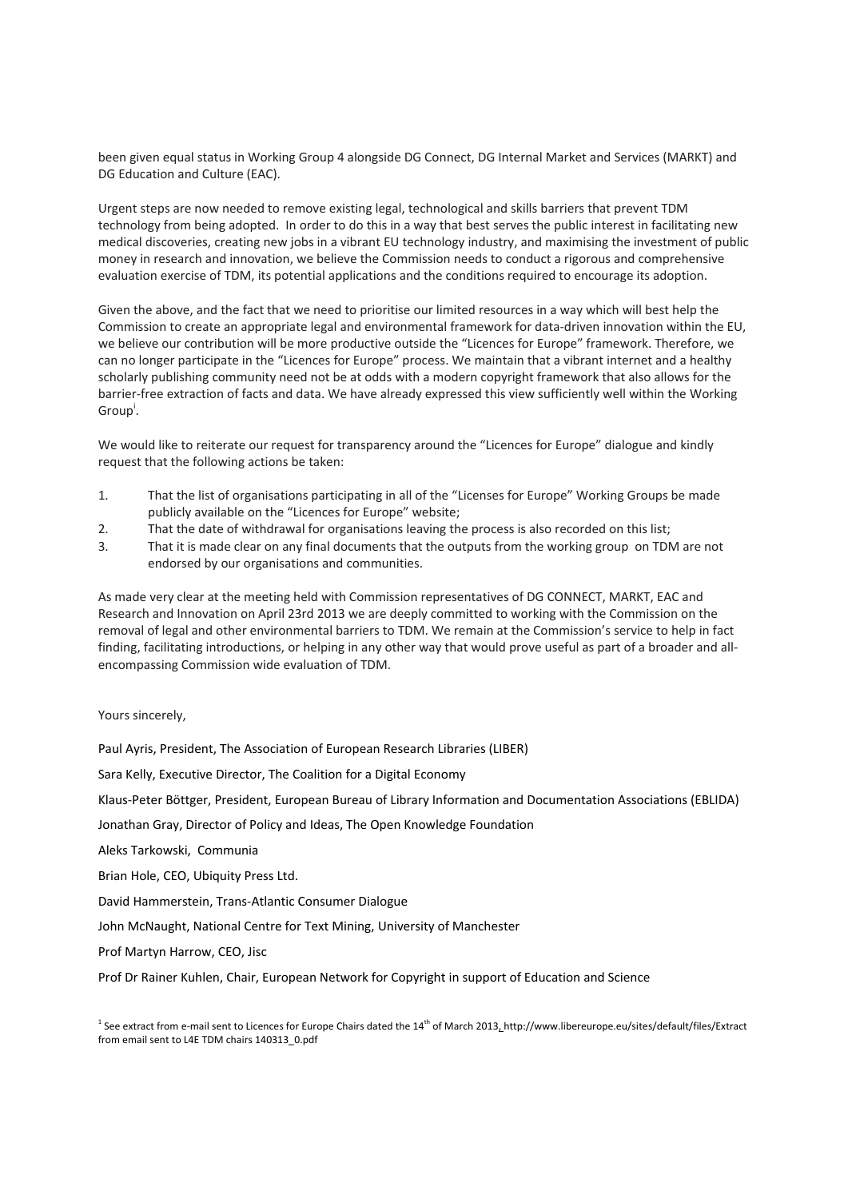been given equal status in Working Group 4 alongside DG Connect, DG Internal Market and Services (MARKT) and DG Education and Culture (EAC).

Urgent steps are now needed to remove existing legal, technological and skills barriers that prevent TDM technology from being adopted. In order to do this in a way that best serves the public interest in facilitating new medical discoveries, creating new jobs in a vibrant EU technology industry, and maximising the investment of public money in research and innovation, we believe the Commission needs to conduct a rigorous and comprehensive evaluation exercise of TDM, its potential applications and the conditions required to encourage its adoption.

Given the above, and the fact that we need to prioritise our limited resources in a way which will best help the Commission to create an appropriate legal and environmental framework for data-driven innovation within the EU, we believe our contribution will be more productive outside the "Licences for Europe" framework. Therefore, we can no longer participate in the "Licences for Europe" process. We maintain that a vibrant internet and a healthy scholarly publishing community need not be at odds with a modern copyright framework that also allows for the barrier-free extraction of facts and data. We have already expressed this view sufficiently well within the Working Group[i].

We would like to reiterate our request for transparency around the "Licences for Europe" dialogue and kindly request that the following actions be taken:

1. That the list of organisations participating in all of the "Licenses for Europe" Working Groups be made publicly available on the "Licences for Europe" website;
2. That the date of withdrawal for organisations leaving the process is also recorded on this list;
3. That it is made clear on any final documents that the outputs from the working group on TDM are not endorsed by our organisations and communities.

As made very clear at the meeting held with Commission representatives of DG CONNECT, MARKT, EAC and Research and Innovation on April 23rd 2013 we are deeply committed to working with the Commission on the removal of legal and other environmental barriers to TDM. We remain at the Commission's service to help in fact finding, facilitating introductions, or helping in any other way that would prove useful as part of a broader and all-encompassing Commission wide evaluation of TDM.

Yours sincerely,

Paul Ayris, President, The Association of European Research Libraries (LIBER)

Sara Kelly, Executive Director, The Coalition for a Digital Economy

Klaus-Peter Böttger, President, European Bureau of Library Information and Documentation Associations (EBLIDA)

Jonathan Gray, Director of Policy and Ideas, The Open Knowledge Foundation

Aleks Tarkowski, Communia

Brian Hole, CEO, Ubiquity Press Ltd.

David Hammerstein, Trans-Atlantic Consumer Dialogue

John McNaught, National Centre for Text Mining, University of Manchester

Prof Martyn Harrow, CEO, Jisc

Prof Dr Rainer Kuhlen, Chair, European Network for Copyright in support of Education and Science

[i] See extract from e-mail sent to Licences for Europe Chairs dated the 14th of March 2013, http://www.libereurope.eu/sites/default/files/Extract from email sent to L4E TDM chairs 140313_0.pdf